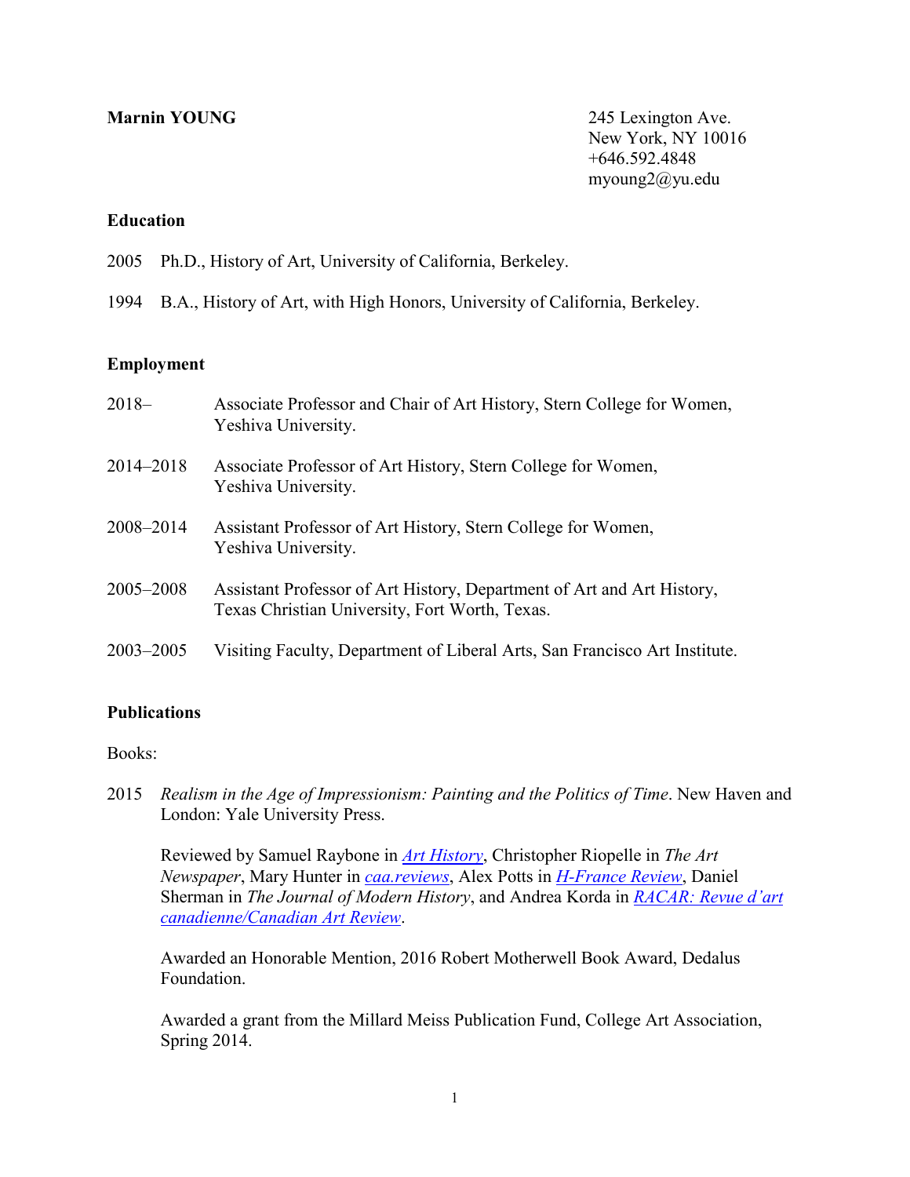**Marnin YOUNG**

245 Lexington Ave.
New York, NY 10016
+646.592.4848
myoung2@yu.edu

## Education

2005 Ph.D., History of Art, University of California, Berkeley.

1994 B.A., History of Art, with High Honors, University of California, Berkeley.

## Employment

2018– Associate Professor and Chair of Art History, Stern College for Women, Yeshiva University.

2014–2018 Associate Professor of Art History, Stern College for Women, Yeshiva University.

2008–2014 Assistant Professor of Art History, Stern College for Women, Yeshiva University.

2005–2008 Assistant Professor of Art History, Department of Art and Art History, Texas Christian University, Fort Worth, Texas.

2003–2005 Visiting Faculty, Department of Liberal Arts, San Francisco Art Institute.

## Publications

Books:

2015 *Realism in the Age of Impressionism: Painting and the Politics of Time*. New Haven and London: Yale University Press.

Reviewed by Samuel Raybone in *Art History*, Christopher Riopelle in *The Art Newspaper*, Mary Hunter in *caa.reviews*, Alex Potts in *H-France Review*, Daniel Sherman in *The Journal of Modern History*, and Andrea Korda in *RACAR: Revue d'art canadienne/Canadian Art Review*.

Awarded an Honorable Mention, 2016 Robert Motherwell Book Award, Dedalus Foundation.

Awarded a grant from the Millard Meiss Publication Fund, College Art Association, Spring 2014.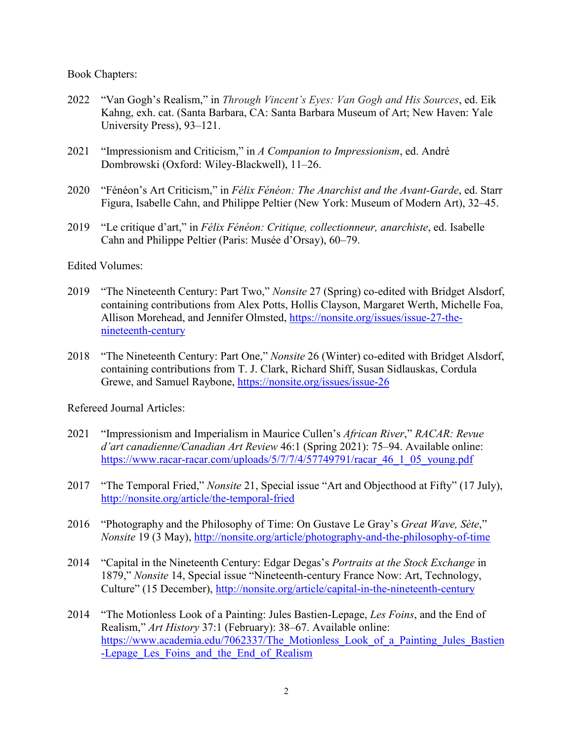Book Chapters:

2022 "Van Gogh's Realism," in *Through Vincent's Eyes: Van Gogh and His Sources*, ed. Eik Kahng, exh. cat. (Santa Barbara, CA: Santa Barbara Museum of Art; New Haven: Yale University Press), 93–121.

2021 "Impressionism and Criticism," in *A Companion to Impressionism*, ed. André Dombrowski (Oxford: Wiley-Blackwell), 11–26.

2020 "Fénéon's Art Criticism," in *Félix Fénéon: The Anarchist and the Avant-Garde*, ed. Starr Figura, Isabelle Cahn, and Philippe Peltier (New York: Museum of Modern Art), 32–45.

2019 "Le critique d'art," in *Félix Fénéon: Critique, collectionneur, anarchiste*, ed. Isabelle Cahn and Philippe Peltier (Paris: Musée d'Orsay), 60–79.

Edited Volumes:

2019 "The Nineteenth Century: Part Two," *Nonsite* 27 (Spring) co-edited with Bridget Alsdorf, containing contributions from Alex Potts, Hollis Clayson, Margaret Werth, Michelle Foa, Allison Morehead, and Jennifer Olmsted, https://nonsite.org/issues/issue-27-the-nineteenth-century

2018 "The Nineteenth Century: Part One," *Nonsite* 26 (Winter) co-edited with Bridget Alsdorf, containing contributions from T. J. Clark, Richard Shiff, Susan Sidlauskas, Cordula Grewe, and Samuel Raybone, https://nonsite.org/issues/issue-26

Refereed Journal Articles:

2021 "Impressionism and Imperialism in Maurice Cullen's *African River*," *RACAR: Revue d'art canadienne/Canadian Art Review* 46:1 (Spring 2021): 75–94. Available online: https://www.racar-racar.com/uploads/5/7/7/4/57749791/racar_46_1_05_young.pdf

2017 "The Temporal Fried," *Nonsite* 21, Special issue "Art and Objecthood at Fifty" (17 July), http://nonsite.org/article/the-temporal-fried

2016 "Photography and the Philosophy of Time: On Gustave Le Gray's *Great Wave, Sète*," *Nonsite* 19 (3 May), http://nonsite.org/article/photography-and-the-philosophy-of-time

2014 "Capital in the Nineteenth Century: Edgar Degas's *Portraits at the Stock Exchange* in 1879," *Nonsite* 14, Special issue "Nineteenth-century France Now: Art, Technology, Culture" (15 December), http://nonsite.org/article/capital-in-the-nineteenth-century

2014 "The Motionless Look of a Painting: Jules Bastien-Lepage, *Les Foins*, and the End of Realism," *Art History* 37:1 (February): 38–67. Available online: https://www.academia.edu/7062337/The_Motionless_Look_of_a_Painting_Jules_Bastien-Lepage_Les_Foins_and_the_End_of_Realism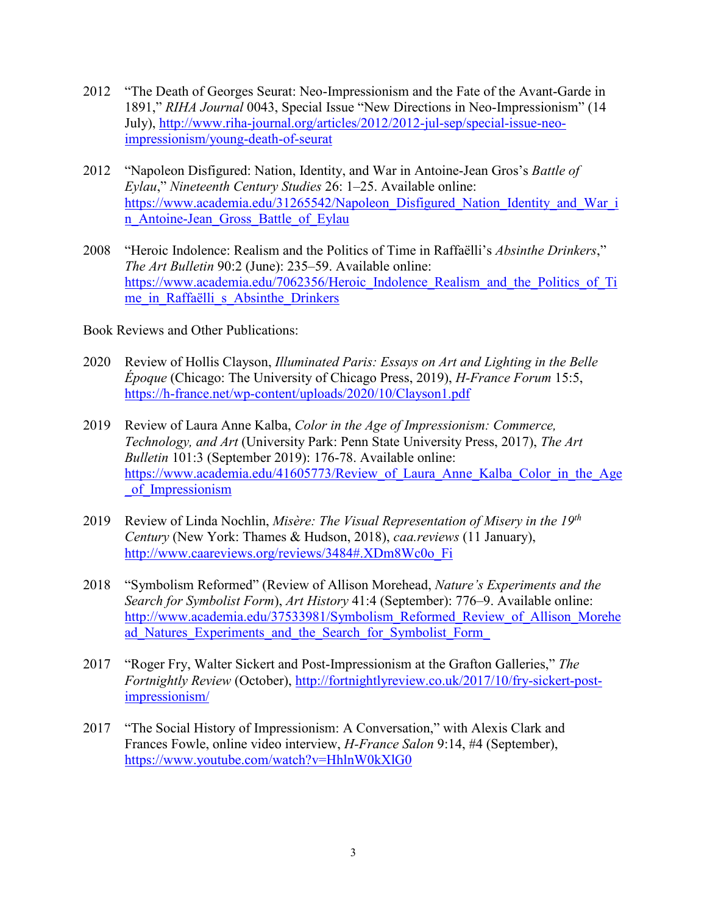2012 "The Death of Georges Seurat: Neo-Impressionism and the Fate of the Avant-Garde in 1891," *RIHA Journal* 0043, Special Issue "New Directions in Neo-Impressionism" (14 July), http://www.riha-journal.org/articles/2012/2012-jul-sep/special-issue-neo-impressionism/young-death-of-seurat

2012 "Napoleon Disfigured: Nation, Identity, and War in Antoine-Jean Gros's *Battle of Eylau*," *Nineteenth Century Studies* 26: 1–25. Available online: https://www.academia.edu/31265542/Napoleon_Disfigured_Nation_Identity_and_War_in_Antoine-Jean_Gross_Battle_of_Eylau

2008 "Heroic Indolence: Realism and the Politics of Time in Raffaëlli's *Absinthe Drinkers*," *The Art Bulletin* 90:2 (June): 235–59. Available online: https://www.academia.edu/7062356/Heroic_Indolence_Realism_and_the_Politics_of_Time_in_Raffaëlli_s_Absinthe_Drinkers

Book Reviews and Other Publications:

2020 Review of Hollis Clayson, *Illuminated Paris: Essays on Art and Lighting in the Belle Époque* (Chicago: The University of Chicago Press, 2019), *H-France Forum* 15:5, https://h-france.net/wp-content/uploads/2020/10/Clayson1.pdf

2019 Review of Laura Anne Kalba, *Color in the Age of Impressionism: Commerce, Technology, and Art* (University Park: Penn State University Press, 2017), *The Art Bulletin* 101:3 (September 2019): 176-78. Available online: https://www.academia.edu/41605773/Review_of_Laura_Anne_Kalba_Color_in_the_Age_of_Impressionism

2019 Review of Linda Nochlin, *Misère: The Visual Representation of Misery in the 19th Century* (New York: Thames & Hudson, 2018), *caa.reviews* (11 January), http://www.caareviews.org/reviews/3484#.XDm8Wc0o_Fi

2018 "Symbolism Reformed" (Review of Allison Morehead, *Nature's Experiments and the Search for Symbolist Form*), *Art History* 41:4 (September): 776–9. Available online: http://www.academia.edu/37533981/Symbolism_Reformed_Review_of_Allison_Morehead_Natures_Experiments_and_the_Search_for_Symbolist_Form_

2017 "Roger Fry, Walter Sickert and Post-Impressionism at the Grafton Galleries," *The Fortnightly Review* (October), http://fortnightlyreview.co.uk/2017/10/fry-sickert-post-impressionism/

2017 "The Social History of Impressionism: A Conversation," with Alexis Clark and Frances Fowle, online video interview, *H-France Salon* 9:14, #4 (September), https://www.youtube.com/watch?v=HhlnW0kXlG0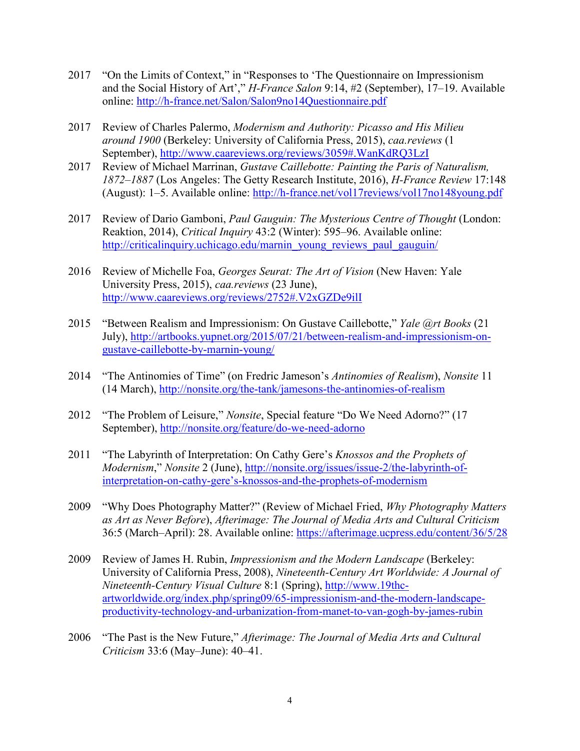2017 "On the Limits of Context," in "Responses to 'The Questionnaire on Impressionism and the Social History of Art'," *H-France Salon* 9:14, #2 (September), 17–19. Available online: http://h-france.net/Salon/Salon9no14Questionnaire.pdf

2017 Review of Charles Palermo, *Modernism and Authority: Picasso and His Milieu around 1900* (Berkeley: University of California Press, 2015), *caa.reviews* (1 September), http://www.caareviews.org/reviews/3059#.WanKdRQ3LzI

2017 Review of Michael Marrinan, *Gustave Caillebotte: Painting the Paris of Naturalism, 1872–1887* (Los Angeles: The Getty Research Institute, 2016), *H-France Review* 17:148 (August): 1–5. Available online: http://h-france.net/vol17reviews/vol17no148young.pdf

2017 Review of Dario Gamboni, *Paul Gauguin: The Mysterious Centre of Thought* (London: Reaktion, 2014), *Critical Inquiry* 43:2 (Winter): 595–96. Available online: http://criticalinquiry.uchicago.edu/marnin_young_reviews_paul_gauguin/

2016 Review of Michelle Foa, *Georges Seurat: The Art of Vision* (New Haven: Yale University Press, 2015), *caa.reviews* (23 June), http://www.caareviews.org/reviews/2752#.V2xGZDe9ilI

2015 "Between Realism and Impressionism: On Gustave Caillebotte," *Yale @rt Books* (21 July), http://artbooks.yupnet.org/2015/07/21/between-realism-and-impressionism-on-gustave-caillebotte-by-marnin-young/

2014 "The Antinomies of Time" (on Fredric Jameson's *Antinomies of Realism*), *Nonsite* 11 (14 March), http://nonsite.org/the-tank/jamesons-the-antinomies-of-realism

2012 "The Problem of Leisure," *Nonsite*, Special feature "Do We Need Adorno?" (17 September), http://nonsite.org/feature/do-we-need-adorno

2011 "The Labyrinth of Interpretation: On Cathy Gere's *Knossos and the Prophets of Modernism*," *Nonsite* 2 (June), http://nonsite.org/issues/issue-2/the-labyrinth-of-interpretation-on-cathy-gere's-knossos-and-the-prophets-of-modernism

2009 "Why Does Photography Matter?" (Review of Michael Fried, *Why Photography Matters as Art as Never Before*), *Afterimage: The Journal of Media Arts and Cultural Criticism* 36:5 (March–April): 28. Available online: https://afterimage.ucpress.edu/content/36/5/28

2009 Review of James H. Rubin, *Impressionism and the Modern Landscape* (Berkeley: University of California Press, 2008), *Nineteenth-Century Art Worldwide: A Journal of Nineteenth-Century Visual Culture* 8:1 (Spring), http://www.19thc-artworldwide.org/index.php/spring09/65-impressionism-and-the-modern-landscape-productivity-technology-and-urbanization-from-manet-to-van-gogh-by-james-rubin

2006 "The Past is the New Future," *Afterimage: The Journal of Media Arts and Cultural Criticism* 33:6 (May–June): 40–41.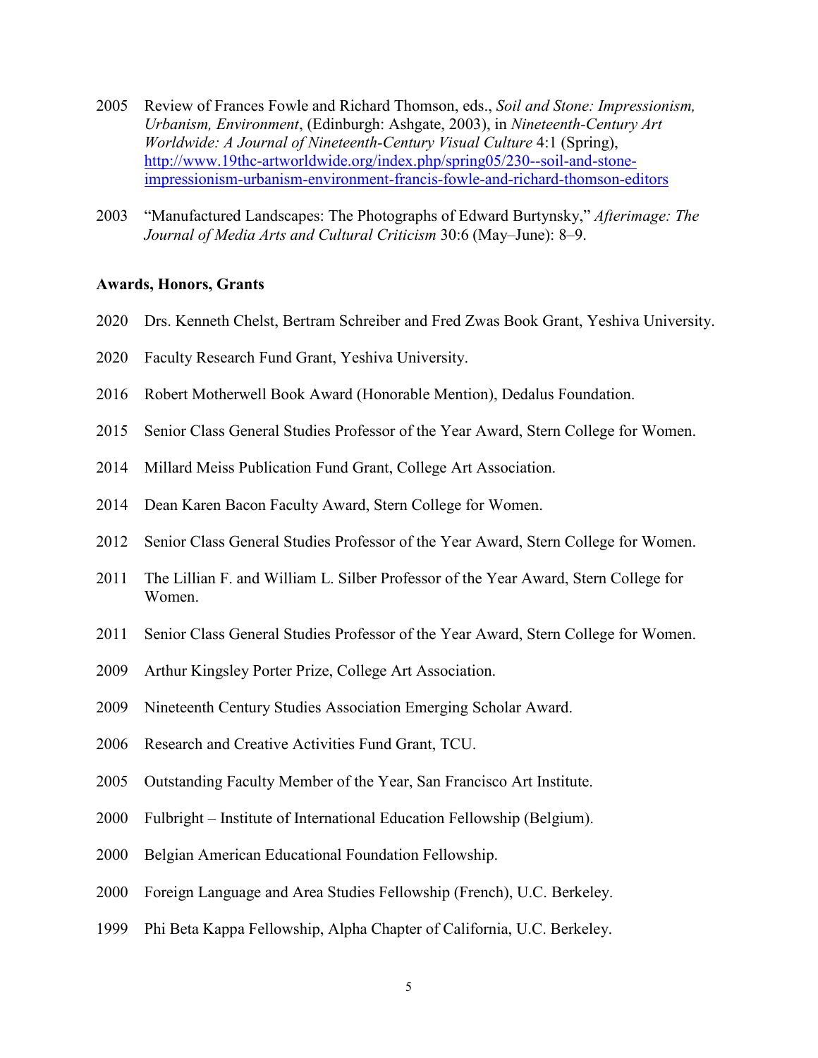2005 Review of Frances Fowle and Richard Thomson, eds., *Soil and Stone: Impressionism, Urbanism, Environment*, (Edinburgh: Ashgate, 2003), in *Nineteenth-Century Art Worldwide: A Journal of Nineteenth-Century Visual Culture* 4:1 (Spring), [http://www.19thc-artworldwide.org/index.php/spring05/230--soil-and-stone-impressionism-urbanism-environment-francis-fowle-and-richard-thomson-editors](http://www.19thc-artworldwide.org/index.php/spring05/230--soil-and-stone-impressionism-urbanism-environment-francis-fowle-and-richard-thomson-editors)

2003 "Manufactured Landscapes: The Photographs of Edward Burtynsky," *Afterimage: The Journal of Media Arts and Cultural Criticism* 30:6 (May–June): 8–9.

**Awards, Honors, Grants**

2020 Drs. Kenneth Chelst, Bertram Schreiber and Fred Zwas Book Grant, Yeshiva University.

2020 Faculty Research Fund Grant, Yeshiva University.

2016 Robert Motherwell Book Award (Honorable Mention), Dedalus Foundation.

2015 Senior Class General Studies Professor of the Year Award, Stern College for Women.

2014 Millard Meiss Publication Fund Grant, College Art Association.

2014 Dean Karen Bacon Faculty Award, Stern College for Women.

2012 Senior Class General Studies Professor of the Year Award, Stern College for Women.

2011 The Lillian F. and William L. Silber Professor of the Year Award, Stern College for Women.

2011 Senior Class General Studies Professor of the Year Award, Stern College for Women.

2009 Arthur Kingsley Porter Prize, College Art Association.

2009 Nineteenth Century Studies Association Emerging Scholar Award.

2006 Research and Creative Activities Fund Grant, TCU.

2005 Outstanding Faculty Member of the Year, San Francisco Art Institute.

2000 Fulbright – Institute of International Education Fellowship (Belgium).

2000 Belgian American Educational Foundation Fellowship.

2000 Foreign Language and Area Studies Fellowship (French), U.C. Berkeley.

1999 Phi Beta Kappa Fellowship, Alpha Chapter of California, U.C. Berkeley.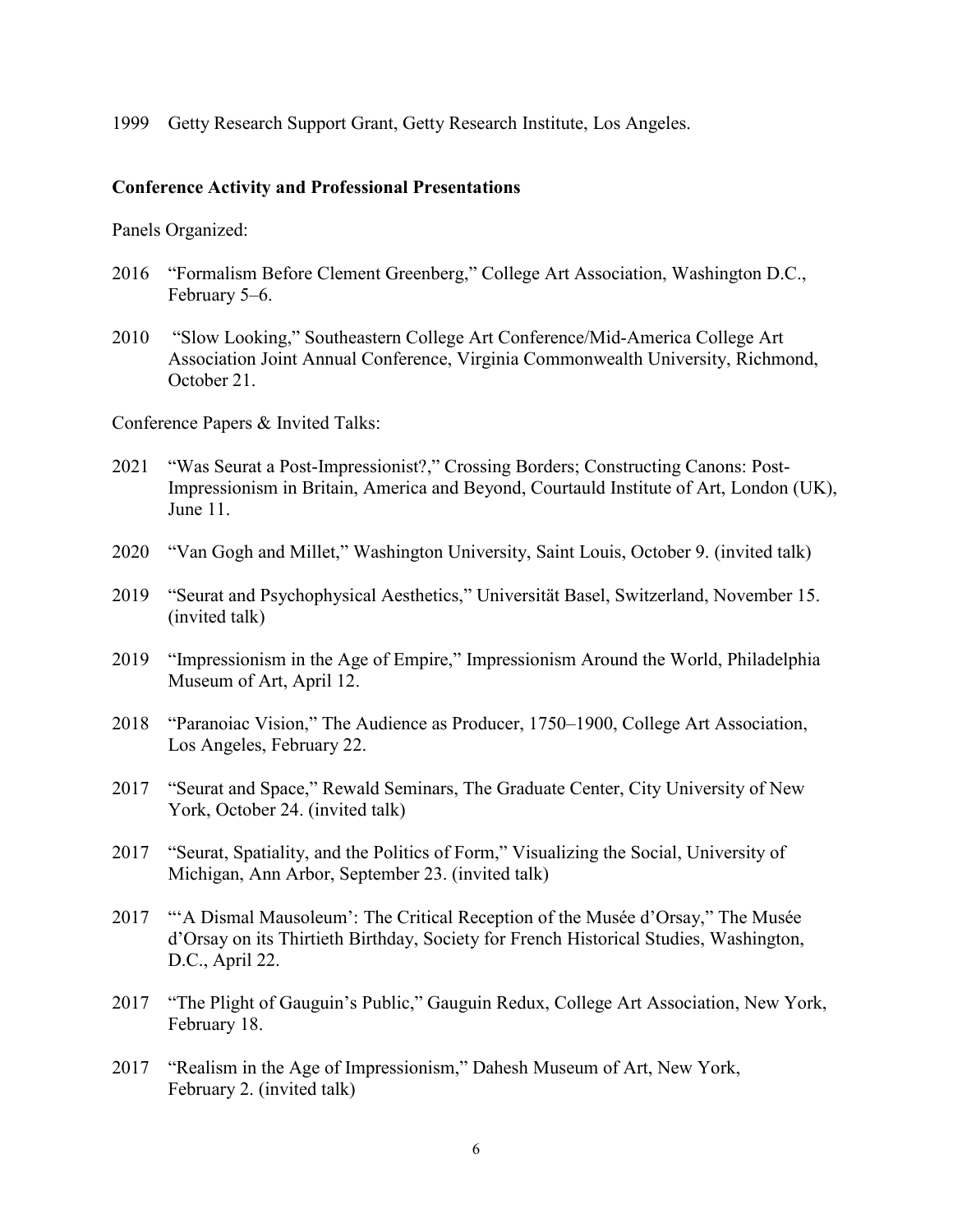1999 Getty Research Support Grant, Getty Research Institute, Los Angeles.

**Conference Activity and Professional Presentations**

Panels Organized:

2016 "Formalism Before Clement Greenberg," College Art Association, Washington D.C., February 5–6.

2010 "Slow Looking," Southeastern College Art Conference/Mid-America College Art Association Joint Annual Conference, Virginia Commonwealth University, Richmond, October 21.

Conference Papers & Invited Talks:

2021 "Was Seurat a Post-Impressionist?," Crossing Borders; Constructing Canons: Post-Impressionism in Britain, America and Beyond, Courtauld Institute of Art, London (UK), June 11.

2020 "Van Gogh and Millet," Washington University, Saint Louis, October 9. (invited talk)

2019 "Seurat and Psychophysical Aesthetics," Universität Basel, Switzerland, November 15. (invited talk)

2019 "Impressionism in the Age of Empire," Impressionism Around the World, Philadelphia Museum of Art, April 12.

2018 "Paranoiac Vision," The Audience as Producer, 1750–1900, College Art Association, Los Angeles, February 22.

2017 "Seurat and Space," Rewald Seminars, The Graduate Center, City University of New York, October 24. (invited talk)

2017 "Seurat, Spatiality, and the Politics of Form," Visualizing the Social, University of Michigan, Ann Arbor, September 23. (invited talk)

2017 "'A Dismal Mausoleum': The Critical Reception of the Musée d'Orsay," The Musée d'Orsay on its Thirtieth Birthday, Society for French Historical Studies, Washington, D.C., April 22.

2017 "The Plight of Gauguin's Public," Gauguin Redux, College Art Association, New York, February 18.

2017 "Realism in the Age of Impressionism," Dahesh Museum of Art, New York, February 2. (invited talk)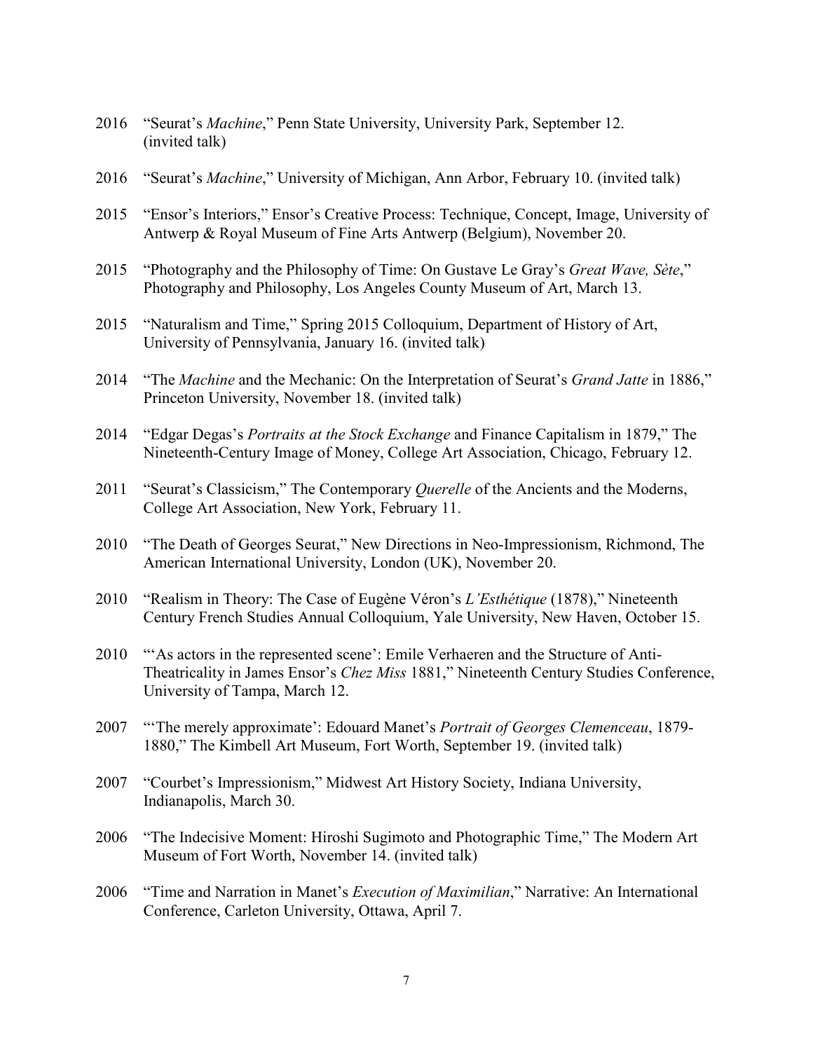2016 "Seurat's *Machine*," Penn State University, University Park, September 12. (invited talk)

2016 "Seurat's *Machine*," University of Michigan, Ann Arbor, February 10. (invited talk)

2015 "Ensor's Interiors," Ensor's Creative Process: Technique, Concept, Image, University of Antwerp & Royal Museum of Fine Arts Antwerp (Belgium), November 20.

2015 "Photography and the Philosophy of Time: On Gustave Le Gray's *Great Wave, Sète*," Photography and Philosophy, Los Angeles County Museum of Art, March 13.

2015 "Naturalism and Time," Spring 2015 Colloquium, Department of History of Art, University of Pennsylvania, January 16. (invited talk)

2014 "The *Machine* and the Mechanic: On the Interpretation of Seurat's *Grand Jatte* in 1886," Princeton University, November 18. (invited talk)

2014 "Edgar Degas's *Portraits at the Stock Exchange* and Finance Capitalism in 1879," The Nineteenth-Century Image of Money, College Art Association, Chicago, February 12.

2011 "Seurat's Classicism," The Contemporary *Querelle* of the Ancients and the Moderns, College Art Association, New York, February 11.

2010 "The Death of Georges Seurat," New Directions in Neo-Impressionism, Richmond, The American International University, London (UK), November 20.

2010 "Realism in Theory: The Case of Eugène Véron's *L'Esthétique* (1878)," Nineteenth Century French Studies Annual Colloquium, Yale University, New Haven, October 15.

2010 "'As actors in the represented scene': Emile Verhaeren and the Structure of Anti-Theatricality in James Ensor's *Chez Miss* 1881," Nineteenth Century Studies Conference, University of Tampa, March 12.

2007 "'The merely approximate': Edouard Manet's *Portrait of Georges Clemenceau*, 1879-1880," The Kimbell Art Museum, Fort Worth, September 19. (invited talk)

2007 "Courbet's Impressionism," Midwest Art History Society, Indiana University, Indianapolis, March 30.

2006 "The Indecisive Moment: Hiroshi Sugimoto and Photographic Time," The Modern Art Museum of Fort Worth, November 14. (invited talk)

2006 "Time and Narration in Manet's *Execution of Maximilian*," Narrative: An International Conference, Carleton University, Ottawa, April 7.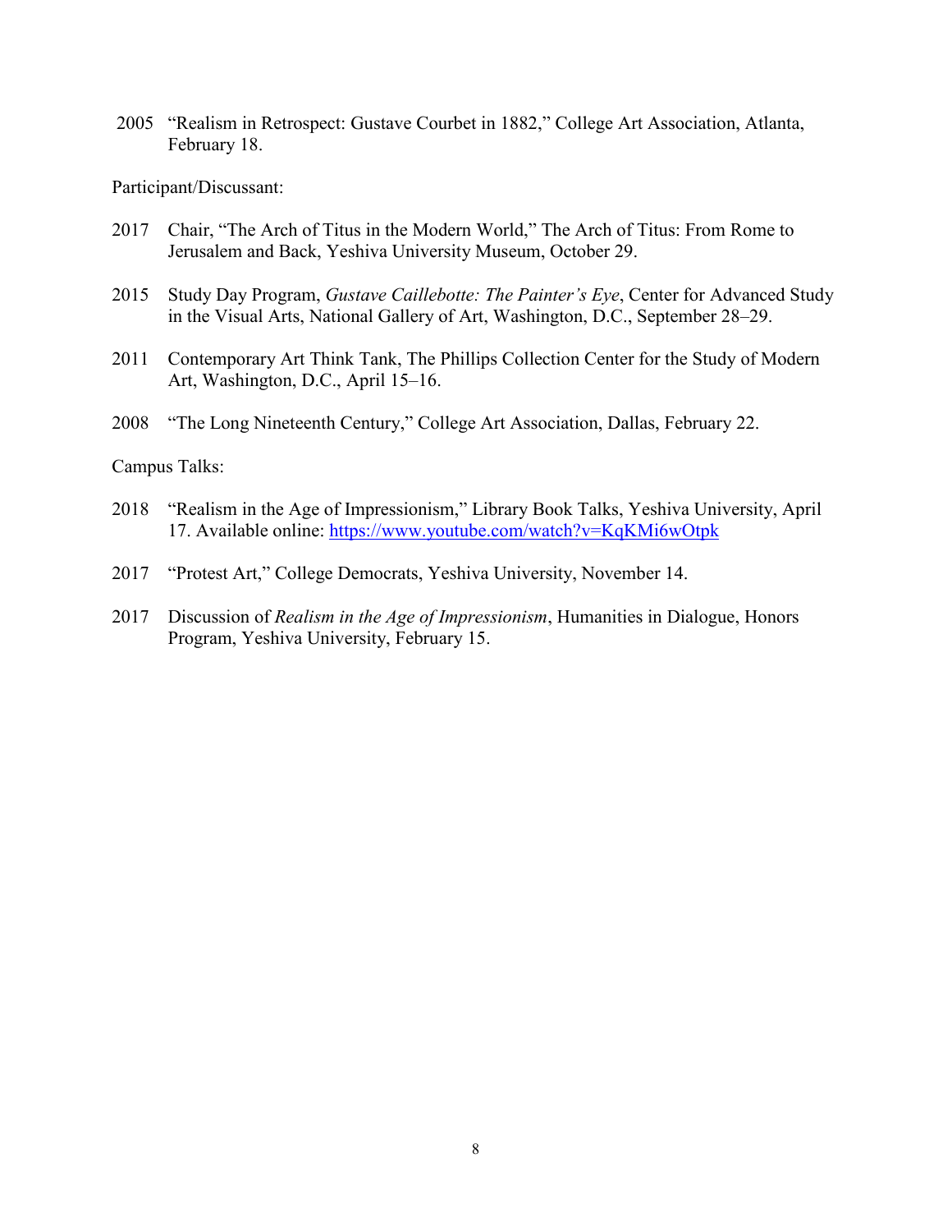2005 "Realism in Retrospect: Gustave Courbet in 1882," College Art Association, Atlanta, February 18.

Participant/Discussant:

2017 Chair, "The Arch of Titus in the Modern World," The Arch of Titus: From Rome to Jerusalem and Back, Yeshiva University Museum, October 29.

2015 Study Day Program, *Gustave Caillebotte: The Painter's Eye*, Center for Advanced Study in the Visual Arts, National Gallery of Art, Washington, D.C., September 28–29.

2011 Contemporary Art Think Tank, The Phillips Collection Center for the Study of Modern Art, Washington, D.C., April 15–16.

2008 "The Long Nineteenth Century," College Art Association, Dallas, February 22.

Campus Talks:

2018 "Realism in the Age of Impressionism," Library Book Talks, Yeshiva University, April 17. Available online: https://www.youtube.com/watch?v=KqKMi6wOtpk

2017 "Protest Art," College Democrats, Yeshiva University, November 14.

2017 Discussion of *Realism in the Age of Impressionism*, Humanities in Dialogue, Honors Program, Yeshiva University, February 15.